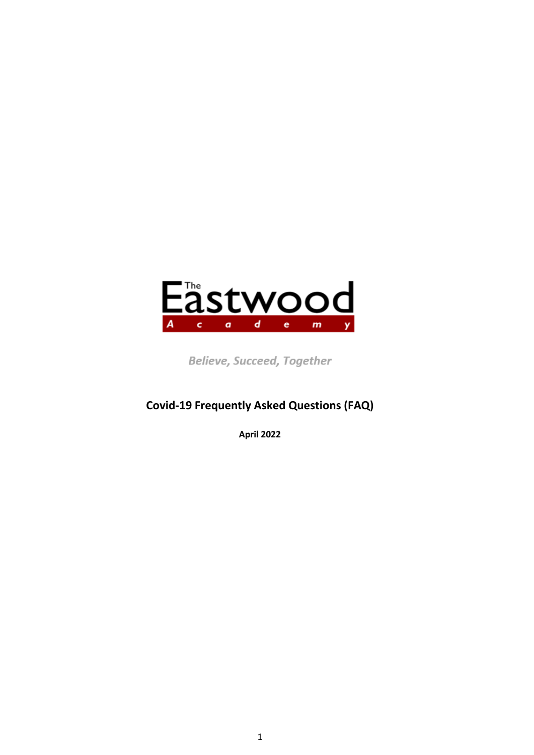The Eastwood Academy

*Believe, Succeed, Together*

# Covid-19 Frequently Asked Questions (FAQ)

**April 2022**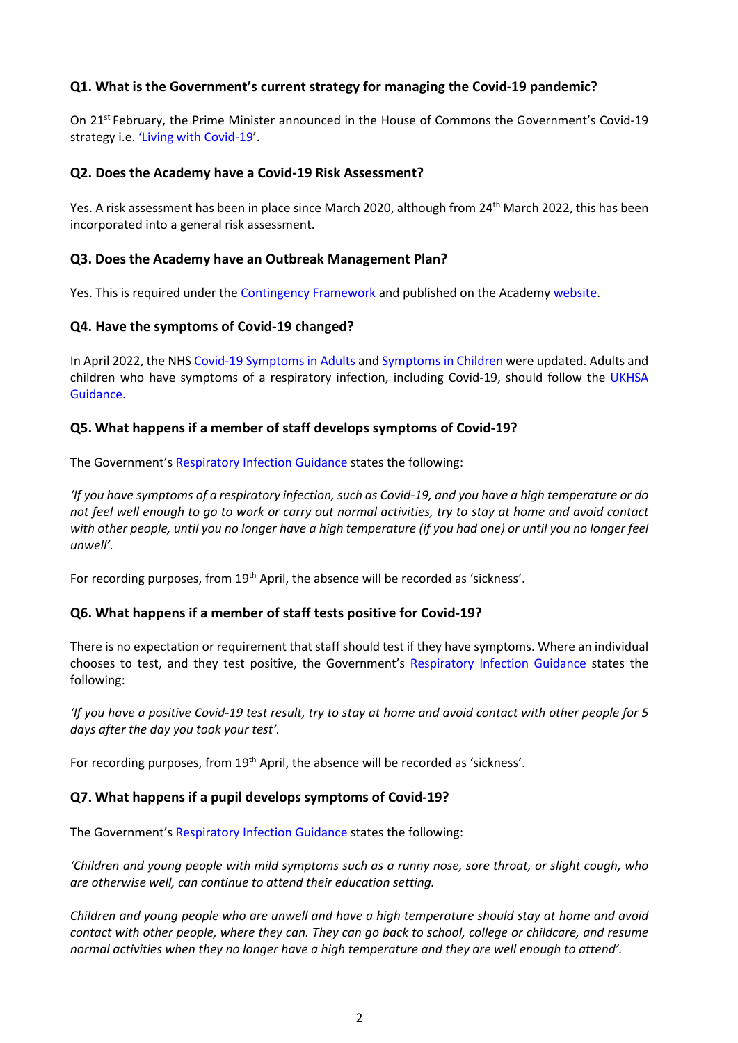### Q1. What is the Government's current strategy for managing the Covid-19 pandemic?

On 21st February, the Prime Minister announced in the House of Commons the Government's Covid-19 strategy i.e. 'Living with Covid-19'.

### Q2. Does the Academy have a Covid-19 Risk Assessment?

Yes. A risk assessment has been in place since March 2020, although from 24th March 2022, this has been incorporated into a general risk assessment.

### Q3. Does the Academy have an Outbreak Management Plan?

Yes. This is required under the Contingency Framework and published on the Academy website.

### Q4. Have the symptoms of Covid-19 changed?

In April 2022, the NHS Covid-19 Symptoms in Adults and Symptoms in Children were updated. Adults and children who have symptoms of a respiratory infection, including Covid-19, should follow the UKHSA Guidance.

### Q5. What happens if a member of staff develops symptoms of Covid-19?

The Government's Respiratory Infection Guidance states the following:

*'If you have symptoms of a respiratory infection, such as Covid-19, and you have a high temperature or do not feel well enough to go to work or carry out normal activities, try to stay at home and avoid contact with other people, until you no longer have a high temperature (if you had one) or until you no longer feel unwell'.*

For recording purposes, from 19th April, the absence will be recorded as 'sickness'.

### Q6. What happens if a member of staff tests positive for Covid-19?

There is no expectation or requirement that staff should test if they have symptoms. Where an individual chooses to test, and they test positive, the Government's Respiratory Infection Guidance states the following:

*'If you have a positive Covid-19 test result, try to stay at home and avoid contact with other people for 5 days after the day you took your test'.*

For recording purposes, from 19th April, the absence will be recorded as 'sickness'.

### Q7. What happens if a pupil develops symptoms of Covid-19?

The Government's Respiratory Infection Guidance states the following:

*'Children and young people with mild symptoms such as a runny nose, sore throat, or slight cough, who are otherwise well, can continue to attend their education setting.*

*Children and young people who are unwell and have a high temperature should stay at home and avoid contact with other people, where they can. They can go back to school, college or childcare, and resume normal activities when they no longer have a high temperature and they are well enough to attend'.*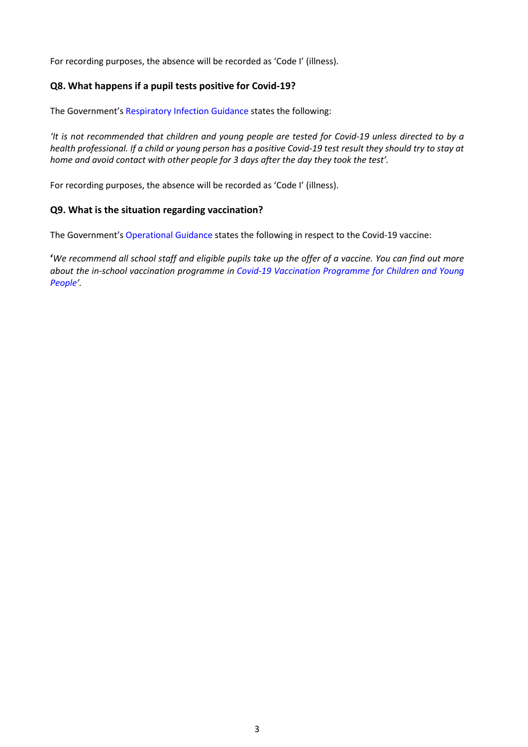For recording purposes, the absence will be recorded as 'Code I' (illness).

### Q8. What happens if a pupil tests positive for Covid-19?

The Government's Respiratory Infection Guidance states the following:

*'It is not recommended that children and young people are tested for Covid-19 unless directed to by a health professional. If a child or young person has a positive Covid-19 test result they should try to stay at home and avoid contact with other people for 3 days after the day they took the test'.*

For recording purposes, the absence will be recorded as 'Code I' (illness).

### Q9. What is the situation regarding vaccination?

The Government's Operational Guidance states the following in respect to the Covid-19 vaccine:

**'***We recommend all school staff and eligible pupils take up the offer of a vaccine. You can find out more about the in-school vaccination programme in Covid-19 Vaccination Programme for Children and Young People'.*